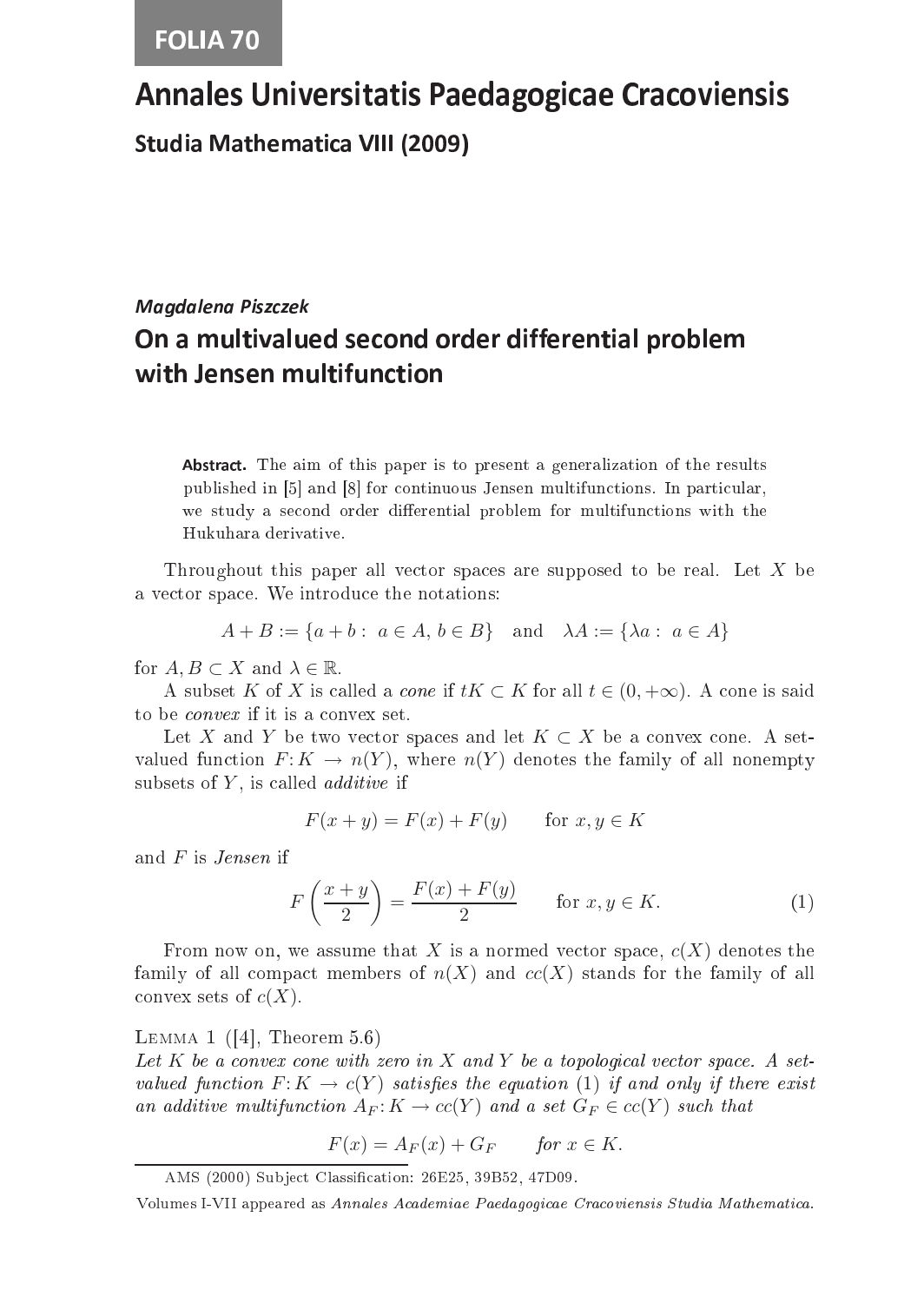FOLIA 70

# Annales Universitatis Paedagogicae Cracoviensis

## Studia Mathematica VIII (2009)

***Magdalena Piszczek***

# On a multivalued second order differential problem with Jensen multifunction

**Abstract.** The aim of this paper is to present a generalization of the results published in [5] and [8] for continuous Jensen multifunctions. In particular, we study a second order differential problem for multifunctions with the Hukuhara derivative.

Throughout this paper all vector spaces are supposed to be real. Let $X$ be a vector space. We introduce the notations:

$$A + B := \{a + b : \; a \in A, \, b \in B\} \quad \text{and} \quad \lambda A := \{\lambda a : \; a \in A\}$$

for $A, B \subset X$ and $\lambda \in \mathbb{R}$.

A subset $K$ of $X$ is called a *cone* if $tK \subset K$ for all $t \in (0, +\infty)$. A cone is said to be *convex* if it is a convex set.

Let $X$ and $Y$ be two vector spaces and let $K \subset X$ be a convex cone. A set-valued function $F\colon K \to n(Y)$, where $n(Y)$ denotes the family of all nonempty subsets of $Y$, is called *additive* if

$$F(x + y) = F(x) + F(y) \qquad \text{for } x, y \in K$$

and $F$ is *Jensen* if

$$F\left(\frac{x+y}{2}\right) = \frac{F(x) + F(y)}{2} \qquad \text{for } x, y \in K. \tag{1}$$

From now on, we assume that $X$ is a normed vector space, $c(X)$ denotes the family of all compact members of $n(X)$ and $cc(X)$ stands for the family of all convex sets of $c(X)$.

Lemma 1 ([4], Theorem 5.6)
*Let $K$ be a convex cone with zero in $X$ and $Y$ be a topological vector space. A set-valued function $F\colon K \to c(Y)$ satisfies the equation (1) if and only if there exist an additive multifunction $A_F\colon K \to cc(Y)$ and a set $G_F \in cc(Y)$ such that*

$$F(x) = A_F(x) + G_F \qquad \text{for } x \in K.$$

AMS (2000) Subject Classification: 26E25, 39B52, 47D09.

Volumes I-VII appeared as *Annales Academiae Paedagogicae Cracoviensis Studia Mathematica.*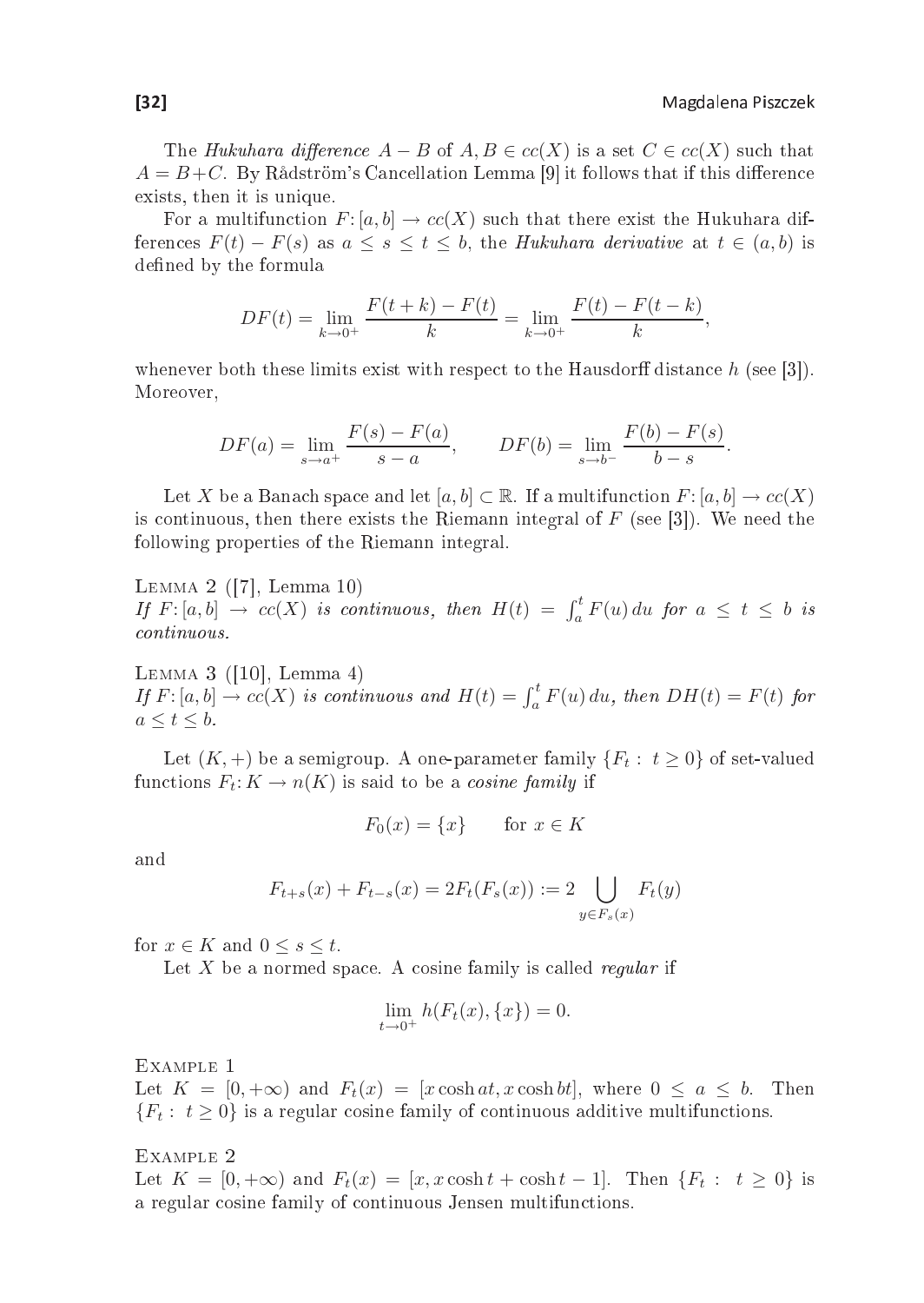The *Hukuhara difference* $A - B$ of $A, B \in cc(X)$ is a set $C \in cc(X)$ such that $A = B + C$. By Rådström's Cancellation Lemma [9] it follows that if this difference exists, then it is unique.

For a multifunction $F: [a, b] \to cc(X)$ such that there exist the Hukuhara differences $F(t) - F(s)$ as $a \le s \le t \le b$, the *Hukuhara derivative* at $t \in (a, b)$ is defined by the formula

$$DF(t) = \lim_{k \to 0^+} \frac{F(t+k) - F(t)}{k} = \lim_{k \to 0^+} \frac{F(t) - F(t-k)}{k},$$

whenever both these limits exist with respect to the Hausdorff distance $h$ (see [3]). Moreover,

$$DF(a) = \lim_{s \to a^+} \frac{F(s) - F(a)}{s - a}, \qquad DF(b) = \lim_{s \to b^-} \frac{F(b) - F(s)}{b - s}.$$

Let $X$ be a Banach space and let $[a, b] \subset \mathbb{R}$. If a multifunction $F: [a, b] \to cc(X)$ is continuous, then there exists the Riemann integral of $F$ (see [3]). We need the following properties of the Riemann integral.

Lemma 2 ([7], Lemma 10)
*If $F: [a, b] \to cc(X)$ is continuous, then $H(t) = \int_a^t F(u)\,du$ for $a \le t \le b$ is continuous.*

Lemma 3 ([10], Lemma 4)
*If $F: [a, b] \to cc(X)$ is continuous and $H(t) = \int_a^t F(u)\,du$, then $DH(t) = F(t)$ for $a \le t \le b$.*

Let $(K, +)$ be a semigroup. A one-parameter family $\{F_t : t \ge 0\}$ of set-valued functions $F_t: K \to n(K)$ is said to be a *cosine family* if

$$F_0(x) = \{x\} \qquad \text{for } x \in K$$

and

$$F_{t+s}(x) + F_{t-s}(x) = 2F_t(F_s(x)) := 2 \bigcup_{y \in F_s(x)} F_t(y)$$

for $x \in K$ and $0 \le s \le t$.

Let $X$ be a normed space. A cosine family is called *regular* if

$$\lim_{t \to 0^+} h(F_t(x), \{x\}) = 0.$$

Example 1
Let $K = [0, +\infty)$ and $F_t(x) = [x \cosh at, x \cosh bt]$, where $0 \le a \le b$. Then $\{F_t : t \ge 0\}$ is a regular cosine family of continuous additive multifunctions.

Example 2
Let $K = [0, +\infty)$ and $F_t(x) = [x, x \cosh t + \cosh t - 1]$. Then $\{F_t : t \ge 0\}$ is a regular cosine family of continuous Jensen multifunctions.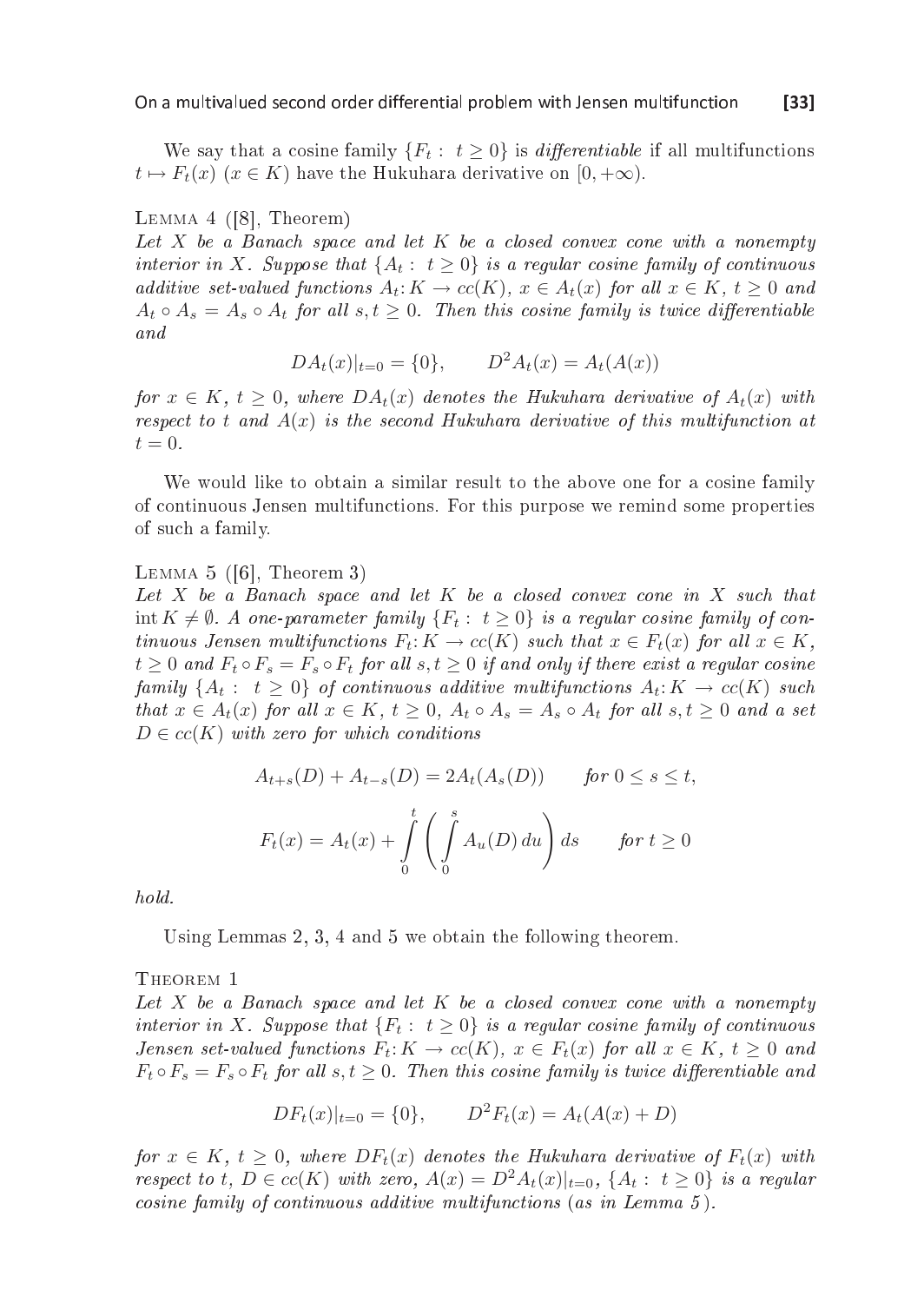We say that a cosine family $\{F_t : t \geq 0\}$ is *differentiable* if all multifunctions $t \mapsto F_t(x)$ $(x \in K)$ have the Hukuhara derivative on $[0, +\infty)$.

Lemma 4 ([8], Theorem)
*Let $X$ be a Banach space and let $K$ be a closed convex cone with a nonempty interior in $X$. Suppose that $\{A_t : t \geq 0\}$ is a regular cosine family of continuous additive set-valued functions $A_t \colon K \to cc(K)$, $x \in A_t(x)$ for all $x \in K$, $t \geq 0$ and $A_t \circ A_s = A_s \circ A_t$ for all $s, t \geq 0$. Then this cosine family is twice differentiable and*

$$DA_t(x)|_{t=0} = \{0\}, \qquad D^2 A_t(x) = A_t(A(x))$$

*for $x \in K$, $t \geq 0$, where $DA_t(x)$ denotes the Hukuhara derivative of $A_t(x)$ with respect to $t$ and $A(x)$ is the second Hukuhara derivative of this multifunction at $t = 0$.*

We would like to obtain a similar result to the above one for a cosine family of continuous Jensen multifunctions. For this purpose we remind some properties of such a family.

Lemma 5 ([6], Theorem 3)
*Let $X$ be a Banach space and let $K$ be a closed convex cone in $X$ such that $\operatorname{int} K \neq \emptyset$. A one-parameter family $\{F_t : t \geq 0\}$ is a regular cosine family of continuous Jensen multifunctions $F_t \colon K \to cc(K)$ such that $x \in F_t(x)$ for all $x \in K$, $t \geq 0$ and $F_t \circ F_s = F_s \circ F_t$ for all $s, t \geq 0$ if and only if there exist a regular cosine family $\{A_t : t \geq 0\}$ of continuous additive multifunctions $A_t \colon K \to cc(K)$ such that $x \in A_t(x)$ for all $x \in K$, $t \geq 0$, $A_t \circ A_s = A_s \circ A_t$ for all $s, t \geq 0$ and a set $D \in cc(K)$ with zero for which conditions*

$$A_{t+s}(D) + A_{t-s}(D) = 2A_t(A_s(D)) \qquad \text{for } 0 \leq s \leq t,$$

$$F_t(x) = A_t(x) + \int_0^t \left( \int_0^s A_u(D)\, du \right) ds \qquad \text{for } t \geq 0$$

*hold.*

Using Lemmas 2, 3, 4 and 5 we obtain the following theorem.

Theorem 1
*Let $X$ be a Banach space and let $K$ be a closed convex cone with a nonempty interior in $X$. Suppose that $\{F_t : t \geq 0\}$ is a regular cosine family of continuous Jensen set-valued functions $F_t \colon K \to cc(K)$, $x \in F_t(x)$ for all $x \in K$, $t \geq 0$ and $F_t \circ F_s = F_s \circ F_t$ for all $s, t \geq 0$. Then this cosine family is twice differentiable and*

$$DF_t(x)|_{t=0} = \{0\}, \qquad D^2 F_t(x) = A_t(A(x) + D)$$

*for $x \in K$, $t \geq 0$, where $DF_t(x)$ denotes the Hukuhara derivative of $F_t(x)$ with respect to $t$, $D \in cc(K)$ with zero, $A(x) = D^2 A_t(x)|_{t=0}$, $\{A_t : t \geq 0\}$ is a regular cosine family of continuous additive multifunctions (as in Lemma 5).*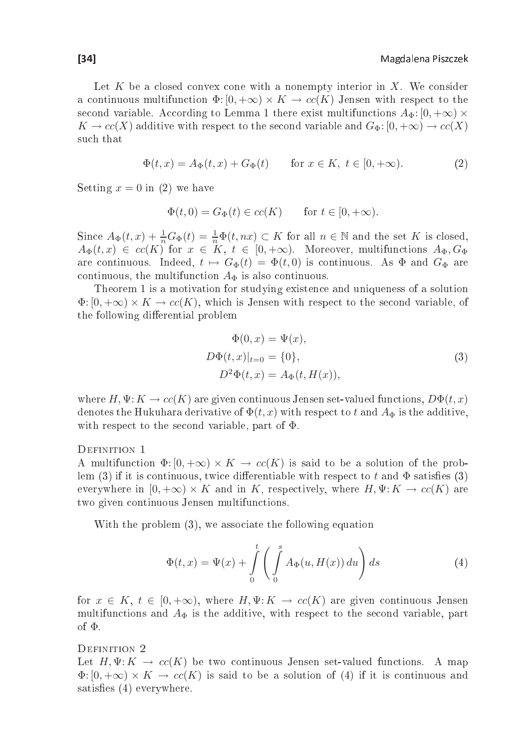Let $K$ be a closed convex cone with a nonempty interior in $X$. We consider a continuous multifunction $\Phi\colon [0,+\infty) \times K \to cc(K)$ Jensen with respect to the second variable. According to Lemma 1 there exist multifunctions $A_\Phi\colon [0,+\infty) \times K \to cc(X)$ additive with respect to the second variable and $G_\Phi\colon [0,+\infty) \to cc(X)$ such that

$$\Phi(t,x) = A_\Phi(t,x) + G_\Phi(t) \qquad \text{for } x \in K,\ t \in [0,+\infty). \tag{2}$$

Setting $x = 0$ in (2) we have

$$\Phi(t,0) = G_\Phi(t) \in cc(K) \qquad \text{for } t \in [0,+\infty).$$

Since $A_\Phi(t,x) + \frac{1}{n}G_\Phi(t) = \frac{1}{n}\Phi(t,nx) \subset K$ for all $n \in \mathbb{N}$ and the set $K$ is closed, $A_\Phi(t,x) \in cc(K)$ for $x \in K$, $t \in [0,+\infty)$. Moreover, multifunctions $A_\Phi, G_\Phi$ are continuous. Indeed, $t \mapsto G_\Phi(t) = \Phi(t,0)$ is continuous. As $\Phi$ and $G_\Phi$ are continuous, the multifunction $A_\Phi$ is also continuous.

Theorem 1 is a motivation for studying existence and uniqueness of a solution $\Phi\colon [0,+\infty) \times K \to cc(K)$, which is Jensen with respect to the second variable, of the following differential problem

$$\begin{aligned} \Phi(0,x) &= \Psi(x), \\ D\Phi(t,x)|_{t=0} &= \{0\}, \\ D^2\Phi(t,x) &= A_\Phi(t,H(x)), \end{aligned} \tag{3}$$

where $H, \Psi\colon K \to cc(K)$ are given continuous Jensen set-valued functions, $D\Phi(t,x)$ denotes the Hukuhara derivative of $\Phi(t,x)$ with respect to $t$ and $A_\Phi$ is the additive, with respect to the second variable, part of $\Phi$.

**Definition 1**
A multifunction $\Phi\colon [0,+\infty) \times K \to cc(K)$ is said to be a solution of the problem (3) if it is continuous, twice differentiable with respect to $t$ and $\Phi$ satisfies (3) everywhere in $[0,+\infty) \times K$ and in $K$, respectively, where $H, \Psi\colon K \to cc(K)$ are two given continuous Jensen multifunctions.

With the problem (3), we associate the following equation

$$\Phi(t,x) = \Psi(x) + \int_0^t \left( \int_0^s A_\Phi(u,H(x))\, du \right) ds \tag{4}$$

for $x \in K$, $t \in [0,+\infty)$, where $H, \Psi\colon K \to cc(K)$ are given continuous Jensen multifunctions and $A_\Phi$ is the additive, with respect to the second variable, part of $\Phi$.

**Definition 2**
Let $H, \Psi\colon K \to cc(K)$ be two continuous Jensen set-valued functions. A map $\Phi\colon [0,+\infty) \times K \to cc(K)$ is said to be a solution of (4) if it is continuous and satisfies (4) everywhere.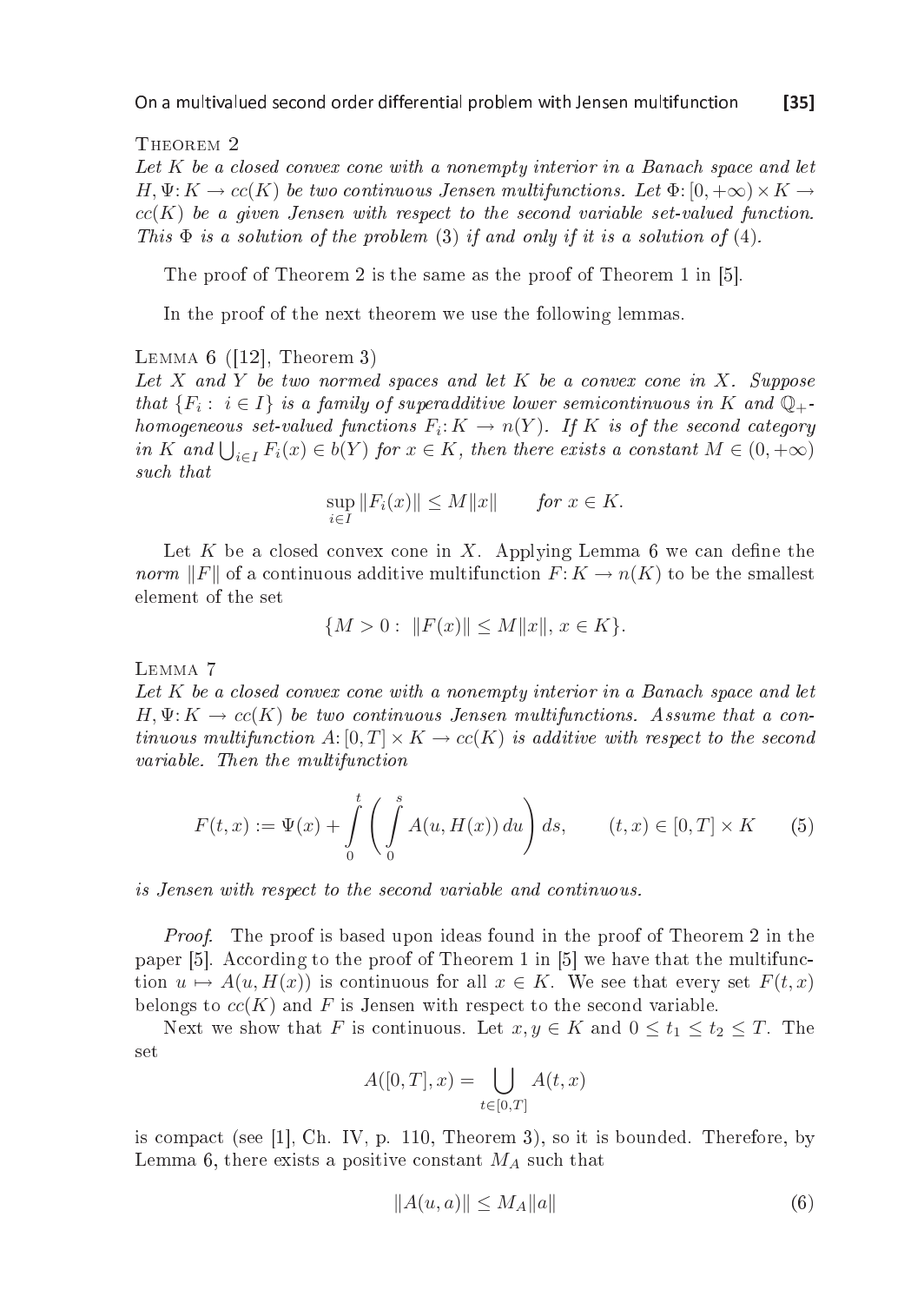Theorem 2

*Let $K$ be a closed convex cone with a nonempty interior in a Banach space and let $H, \Psi\colon K \to cc(K)$ be two continuous Jensen multifunctions. Let $\Phi\colon [0,+\infty) \times K \to cc(K)$ be a given Jensen with respect to the second variable set-valued function. This $\Phi$ is a solution of the problem (3) if and only if it is a solution of (4).*

The proof of Theorem 2 is the same as the proof of Theorem 1 in [5].

In the proof of the next theorem we use the following lemmas.

Lemma 6 ([12], Theorem 3)

*Let $X$ and $Y$ be two normed spaces and let $K$ be a convex cone in $X$. Suppose that $\{F_i : i \in I\}$ is a family of superadditive lower semicontinuous in $K$ and $\mathbb{Q}_+$-homogeneous set-valued functions $F_i\colon K \to n(Y)$. If $K$ is of the second category in $K$ and $\bigcup_{i\in I} F_i(x) \in b(Y)$ for $x \in K$, then there exists a constant $M \in (0,+\infty)$ such that*

$$\sup_{i\in I} \|F_i(x)\| \le M\|x\| \qquad \text{for } x \in K.$$

Let $K$ be a closed convex cone in $X$. Applying Lemma 6 we can define the *norm* $\|F\|$ of a continuous additive multifunction $F\colon K \to n(K)$ to be the smallest element of the set

$$\{M > 0 : \ \|F(x)\| \le M\|x\|, \ x \in K\}.$$

Lemma 7

*Let $K$ be a closed convex cone with a nonempty interior in a Banach space and let $H, \Psi\colon K \to cc(K)$ be two continuous Jensen multifunctions. Assume that a continuous multifunction $A\colon [0,T] \times K \to cc(K)$ is additive with respect to the second variable. Then the multifunction*

$$F(t,x) := \Psi(x) + \int_0^t \left( \int_0^s A(u, H(x))\, du \right) ds, \qquad (t,x) \in [0,T] \times K \tag{5}$$

*is Jensen with respect to the second variable and continuous.*

*Proof.* The proof is based upon ideas found in the proof of Theorem 2 in the paper [5]. According to the proof of Theorem 1 in [5] we have that the multifunction $u \mapsto A(u, H(x))$ is continuous for all $x \in K$. We see that every set $F(t,x)$ belongs to $cc(K)$ and $F$ is Jensen with respect to the second variable.

Next we show that $F$ is continuous. Let $x, y \in K$ and $0 \le t_1 \le t_2 \le T$. The set

$$A([0,T], x) = \bigcup_{t\in[0,T]} A(t,x)$$

is compact (see [1], Ch. IV, p. 110, Theorem 3), so it is bounded. Therefore, by Lemma 6, there exists a positive constant $M_A$ such that

$$\|A(u,a)\| \le M_A\|a\| \tag{6}$$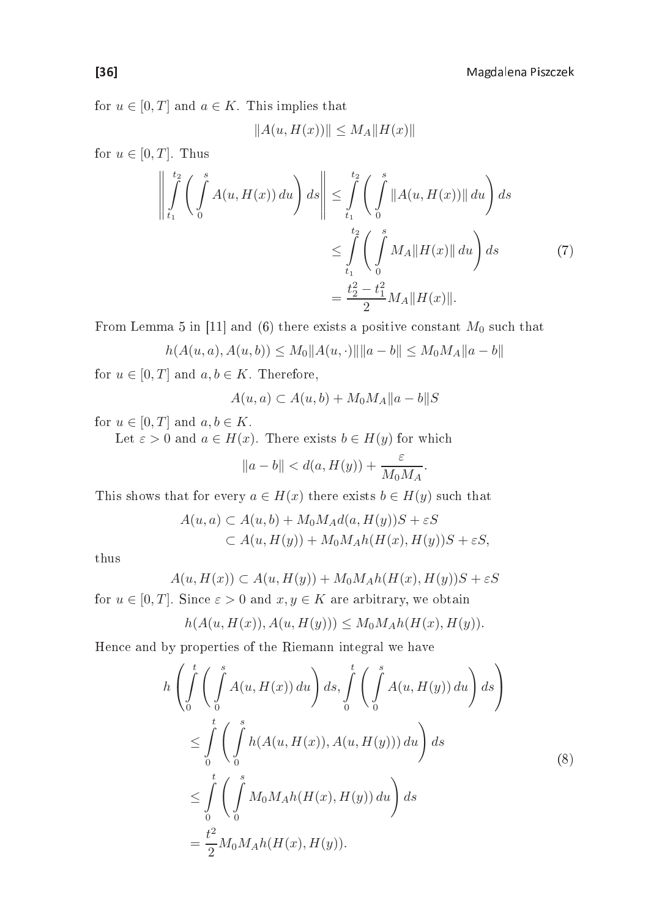for $u \in [0,T]$ and $a \in K$. This implies that

$$\|A(u, H(x))\| \leq M_A \|H(x)\|$$

for $u \in [0,T]$. Thus

$$\begin{aligned}
\left\| \int_{t_1}^{t_2} \left( \int_0^s A(u, H(x))\, du \right) ds \right\| &\leq \int_{t_1}^{t_2} \left( \int_0^s \|A(u, H(x))\|\, du \right) ds \\
&\leq \int_{t_1}^{t_2} \left( \int_0^s M_A \|H(x)\|\, du \right) ds \\
&= \frac{t_2^2 - t_1^2}{2} M_A \|H(x)\|.
\end{aligned} \tag{7}$$

From Lemma 5 in [11] and (6) there exists a positive constant $M_0$ such that

$$h(A(u,a), A(u,b)) \leq M_0 \|A(u,\cdot)\| \|a - b\| \leq M_0 M_A \|a - b\|$$

for $u \in [0,T]$ and $a, b \in K$. Therefore,

$$A(u,a) \subset A(u,b) + M_0 M_A \|a - b\| S$$

for $u \in [0,T]$ and $a, b \in K$.

Let $\varepsilon > 0$ and $a \in H(x)$. There exists $b \in H(y)$ for which

$$\|a - b\| < d(a, H(y)) + \frac{\varepsilon}{M_0 M_A}.$$

This shows that for every $a \in H(x)$ there exists $b \in H(y)$ such that

$$\begin{aligned}
A(u,a) &\subset A(u,b) + M_0 M_A d(a, H(y)) S + \varepsilon S \\
&\subset A(u, H(y)) + M_0 M_A h(H(x), H(y)) S + \varepsilon S,
\end{aligned}$$

thus

$$A(u, H(x)) \subset A(u, H(y)) + M_0 M_A h(H(x), H(y)) S + \varepsilon S$$

for $u \in [0,T]$. Since $\varepsilon > 0$ and $x, y \in K$ are arbitrary, we obtain

$$h(A(u, H(x)), A(u, H(y))) \leq M_0 M_A h(H(x), H(y)).$$

Hence and by properties of the Riemann integral we have

$$\begin{aligned}
h&\left( \int_0^t \left( \int_0^s A(u, H(x))\, du \right) ds, \int_0^t \left( \int_0^s A(u, H(y))\, du \right) ds \right) \\
&\leq \int_0^t \left( \int_0^s h(A(u, H(x)), A(u, H(y)))\, du \right) ds \\
&\leq \int_0^t \left( \int_0^s M_0 M_A h(H(x), H(y))\, du \right) ds \\
&= \frac{t^2}{2} M_0 M_A h(H(x), H(y)).
\end{aligned} \tag{8}$$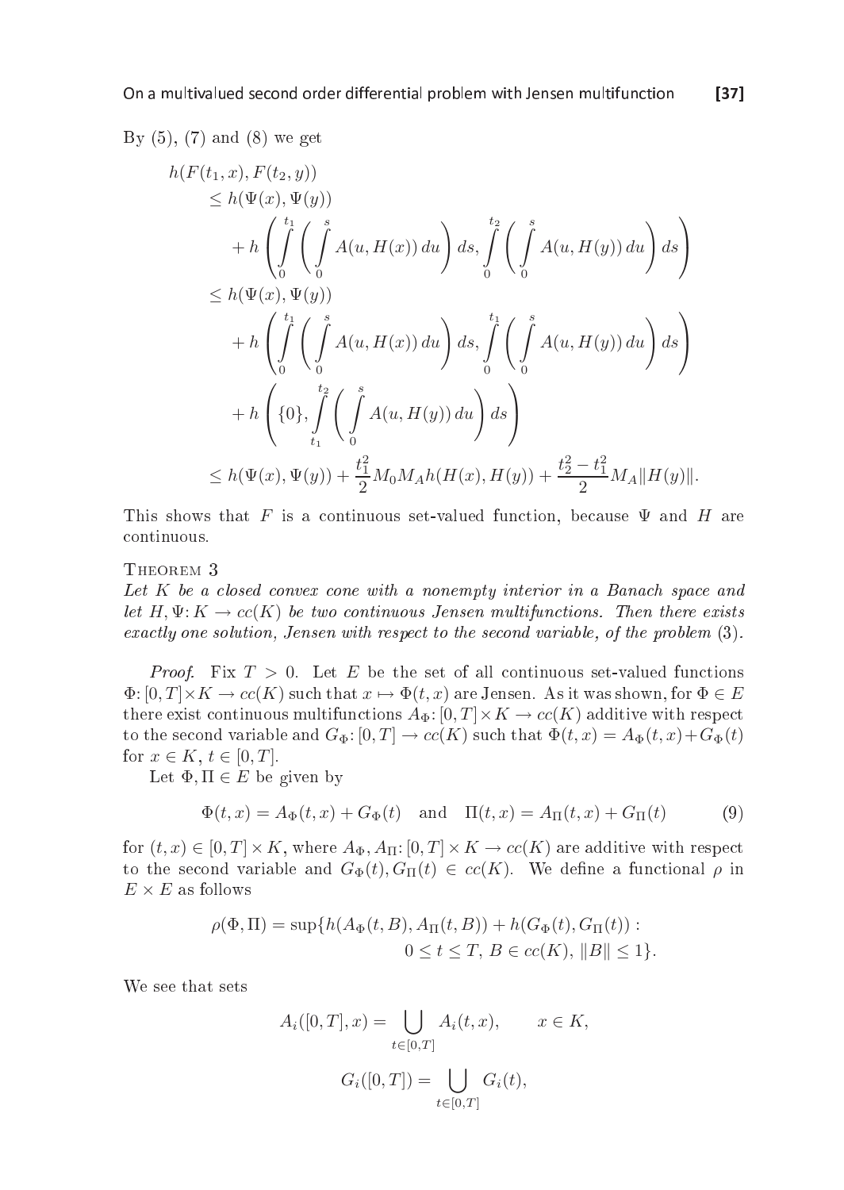By (5), (7) and (8) we get

$$
\begin{aligned}
h(F(t_1,x),F(t_2,y)) &\le h(\Psi(x),\Psi(y)) \\
&\quad + h\left(\int_0^{t_1}\left(\int_0^s A(u,H(x))\,du\right)ds, \int_0^{t_2}\left(\int_0^s A(u,H(y))\,du\right)ds\right) \\
&\le h(\Psi(x),\Psi(y)) \\
&\quad + h\left(\int_0^{t_1}\left(\int_0^s A(u,H(x))\,du\right)ds, \int_0^{t_1}\left(\int_0^s A(u,H(y))\,du\right)ds\right) \\
&\quad + h\left(\{0\}, \int_{t_1}^{t_2}\left(\int_0^s A(u,H(y))\,du\right)ds\right) \\
&\le h(\Psi(x),\Psi(y)) + \frac{t_1^2}{2}M_0 M_A h(H(x),H(y)) + \frac{t_2^2-t_1^2}{2}M_A\|H(y)\|.
\end{aligned}
$$

This shows that $F$ is a continuous set-valued function, because $\Psi$ and $H$ are continuous.

Theorem 3

*Let $K$ be a closed convex cone with a nonempty interior in a Banach space and let $H,\Psi\colon K\to cc(K)$ be two continuous Jensen multifunctions. Then there exists exactly one solution, Jensen with respect to the second variable, of the problem* (3).

*Proof.* Fix $T>0$. Let $E$ be the set of all continuous set-valued functions $\Phi\colon[0,T]\times K\to cc(K)$ such that $x\mapsto\Phi(t,x)$ are Jensen. As it was shown, for $\Phi\in E$ there exist continuous multifunctions $A_\Phi\colon[0,T]\times K\to cc(K)$ additive with respect to the second variable and $G_\Phi\colon[0,T]\to cc(K)$ such that $\Phi(t,x)=A_\Phi(t,x)+G_\Phi(t)$ for $x\in K$, $t\in[0,T]$.

Let $\Phi,\Pi\in E$ be given by

$$
\Phi(t,x)=A_\Phi(t,x)+G_\Phi(t) \quad\text{and}\quad \Pi(t,x)=A_\Pi(t,x)+G_\Pi(t) \tag{9}
$$

for $(t,x)\in[0,T]\times K$, where $A_\Phi,A_\Pi\colon[0,T]\times K\to cc(K)$ are additive with respect to the second variable and $G_\Phi(t),G_\Pi(t)\in cc(K)$. We define a functional $\rho$ in $E\times E$ as follows

$$
\rho(\Phi,\Pi)=\sup\{h(A_\Phi(t,B),A_\Pi(t,B))+h(G_\Phi(t),G_\Pi(t)):\ 0\le t\le T,\ B\in cc(K),\ \|B\|\le 1\}.
$$

We see that sets

$$
A_i([0,T],x)=\bigcup_{t\in[0,T]}A_i(t,x),\qquad x\in K,
$$

$$
G_i([0,T])=\bigcup_{t\in[0,T]}G_i(t),
$$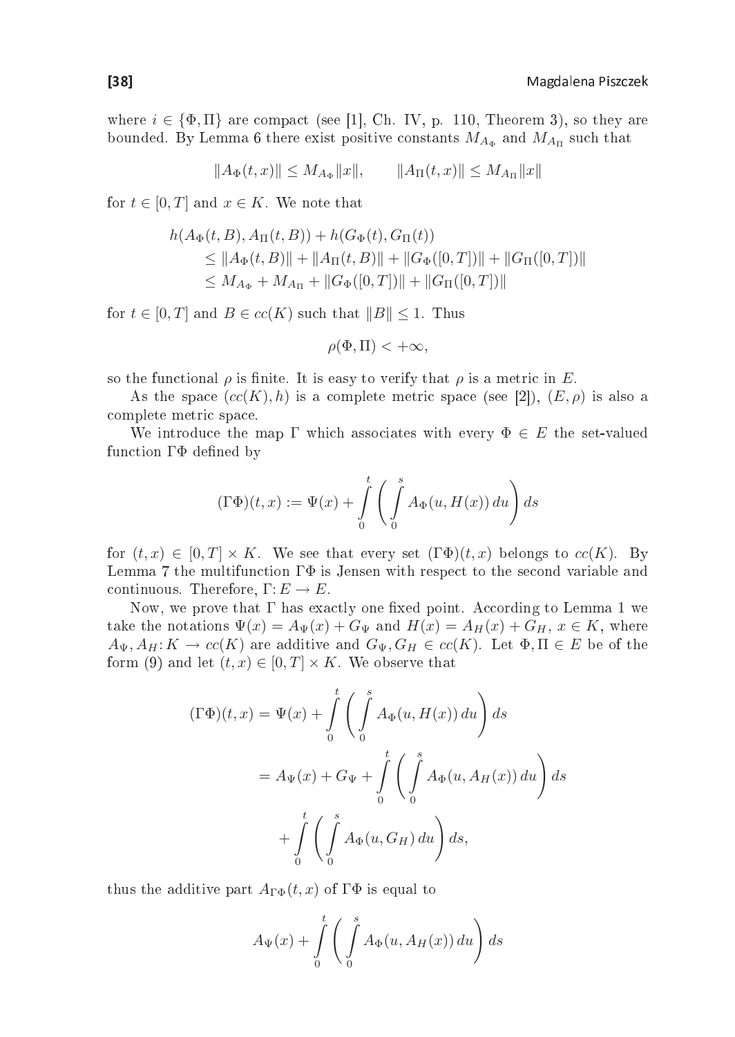where $i \in \{\Phi, \Pi\}$ are compact (see [1], Ch. IV, p. 110, Theorem 3), so they are bounded. By Lemma 6 there exist positive constants $M_{A_\Phi}$ and $M_{A_\Pi}$ such that

$$\|A_\Phi(t,x)\| \le M_{A_\Phi}\|x\|, \qquad \|A_\Pi(t,x)\| \le M_{A_\Pi}\|x\|$$

for $t \in [0,T]$ and $x \in K$. We note that

$$\begin{aligned}
h(A_\Phi(t,B), A_\Pi(t,B)) &+ h(G_\Phi(t), G_\Pi(t)) \\
&\le \|A_\Phi(t,B)\| + \|A_\Pi(t,B)\| + \|G_\Phi([0,T])\| + \|G_\Pi([0,T])\| \\
&\le M_{A_\Phi} + M_{A_\Pi} + \|G_\Phi([0,T])\| + \|G_\Pi([0,T])\|
\end{aligned}$$

for $t \in [0,T]$ and $B \in cc(K)$ such that $\|B\| \le 1$. Thus

$$\rho(\Phi, \Pi) < +\infty,$$

so the functional $\rho$ is finite. It is easy to verify that $\rho$ is a metric in $E$.

As the space $(cc(K), h)$ is a complete metric space (see [2]), $(E, \rho)$ is also a complete metric space.

We introduce the map $\Gamma$ which associates with every $\Phi \in E$ the set-valued function $\Gamma\Phi$ defined by

$$(\Gamma\Phi)(t,x) := \Psi(x) + \int_0^t \left( \int_0^s A_\Phi(u, H(x))\, du \right) ds$$

for $(t,x) \in [0,T] \times K$. We see that every set $(\Gamma\Phi)(t,x)$ belongs to $cc(K)$. By Lemma 7 the multifunction $\Gamma\Phi$ is Jensen with respect to the second variable and continuous. Therefore, $\Gamma\colon E \to E$.

Now, we prove that $\Gamma$ has exactly one fixed point. According to Lemma 1 we take the notations $\Psi(x) = A_\Psi(x) + G_\Psi$ and $H(x) = A_H(x) + G_H$, $x \in K$, where $A_\Psi, A_H\colon K \to cc(K)$ are additive and $G_\Psi, G_H \in cc(K)$. Let $\Phi, \Pi \in E$ be of the form (9) and let $(t,x) \in [0,T] \times K$. We observe that

$$\begin{aligned}
(\Gamma\Phi)(t,x) &= \Psi(x) + \int_0^t \left( \int_0^s A_\Phi(u, H(x))\, du \right) ds \\
&= A_\Psi(x) + G_\Psi + \int_0^t \left( \int_0^s A_\Phi(u, A_H(x))\, du \right) ds \\
&\quad + \int_0^t \left( \int_0^s A_\Phi(u, G_H)\, du \right) ds,
\end{aligned}$$

thus the additive part $A_{\Gamma\Phi}(t,x)$ of $\Gamma\Phi$ is equal to

$$A_\Psi(x) + \int_0^t \left( \int_0^s A_\Phi(u, A_H(x))\, du \right) ds$$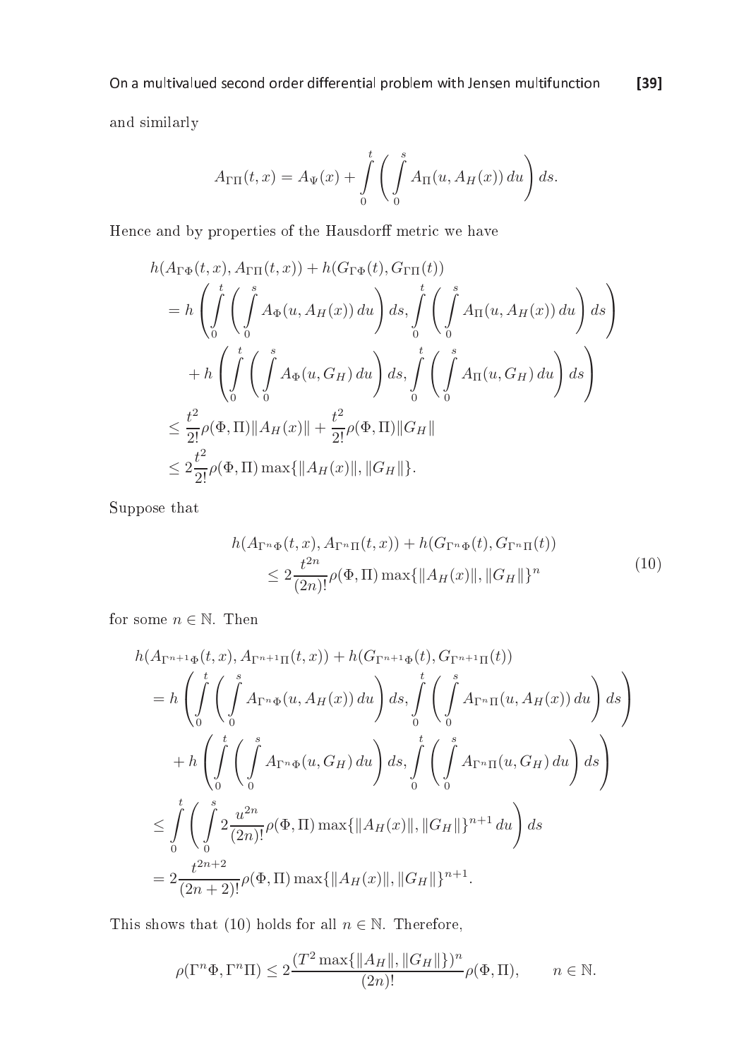and similarly

$$A_{\Gamma\Pi}(t,x) = A_\Psi(x) + \int_0^t \left( \int_0^s A_\Pi(u, A_H(x))\, du \right) ds.$$

Hence and by properties of the Hausdorff metric we have

$$\begin{aligned}
&h(A_{\Gamma\Phi}(t,x), A_{\Gamma\Pi}(t,x)) + h(G_{\Gamma\Phi}(t), G_{\Gamma\Pi}(t)) \\
&\quad = h\left( \int_0^t \left( \int_0^s A_\Phi(u, A_H(x))\, du \right) ds, \int_0^t \left( \int_0^s A_\Pi(u, A_H(x))\, du \right) ds \right) \\
&\qquad + h\left( \int_0^t \left( \int_0^s A_\Phi(u, G_H)\, du \right) ds, \int_0^t \left( \int_0^s A_\Pi(u, G_H)\, du \right) ds \right) \\
&\quad \leq \frac{t^2}{2!} \rho(\Phi, \Pi) \|A_H(x)\| + \frac{t^2}{2!} \rho(\Phi, \Pi) \|G_H\| \\
&\quad \leq 2 \frac{t^2}{2!} \rho(\Phi, \Pi) \max\{\|A_H(x)\|, \|G_H\|\}.
\end{aligned}$$

Suppose that

$$\begin{aligned}
&h(A_{\Gamma^n\Phi}(t,x), A_{\Gamma^n\Pi}(t,x)) + h(G_{\Gamma^n\Phi}(t), G_{\Gamma^n\Pi}(t)) \\
&\qquad \leq 2 \frac{t^{2n}}{(2n)!} \rho(\Phi, \Pi) \max\{\|A_H(x)\|, \|G_H\|\}^n
\end{aligned} \tag{10}$$

for some $n \in \mathbb{N}$. Then

$$\begin{aligned}
&h(A_{\Gamma^{n+1}\Phi}(t,x), A_{\Gamma^{n+1}\Pi}(t,x)) + h(G_{\Gamma^{n+1}\Phi}(t), G_{\Gamma^{n+1}\Pi}(t)) \\
&\quad = h\left( \int_0^t \left( \int_0^s A_{\Gamma^n\Phi}(u, A_H(x))\, du \right) ds, \int_0^t \left( \int_0^s A_{\Gamma^n\Pi}(u, A_H(x))\, du \right) ds \right) \\
&\qquad + h\left( \int_0^t \left( \int_0^s A_{\Gamma^n\Phi}(u, G_H)\, du \right) ds, \int_0^t \left( \int_0^s A_{\Gamma^n\Pi}(u, G_H)\, du \right) ds \right) \\
&\quad \leq \int_0^t \left( \int_0^s 2 \frac{u^{2n}}{(2n)!} \rho(\Phi, \Pi) \max\{\|A_H(x)\|, \|G_H\|\}^{n+1}\, du \right) ds \\
&\quad = 2 \frac{t^{2n+2}}{(2n+2)!} \rho(\Phi, \Pi) \max\{\|A_H(x)\|, \|G_H\|\}^{n+1}.
\end{aligned}$$

This shows that (10) holds for all $n \in \mathbb{N}$. Therefore,

$$\rho(\Gamma^n\Phi, \Gamma^n\Pi) \leq 2 \frac{(T^2 \max\{\|A_H\|, \|G_H\|\})^n}{(2n)!} \rho(\Phi, \Pi), \qquad n \in \mathbb{N}.$$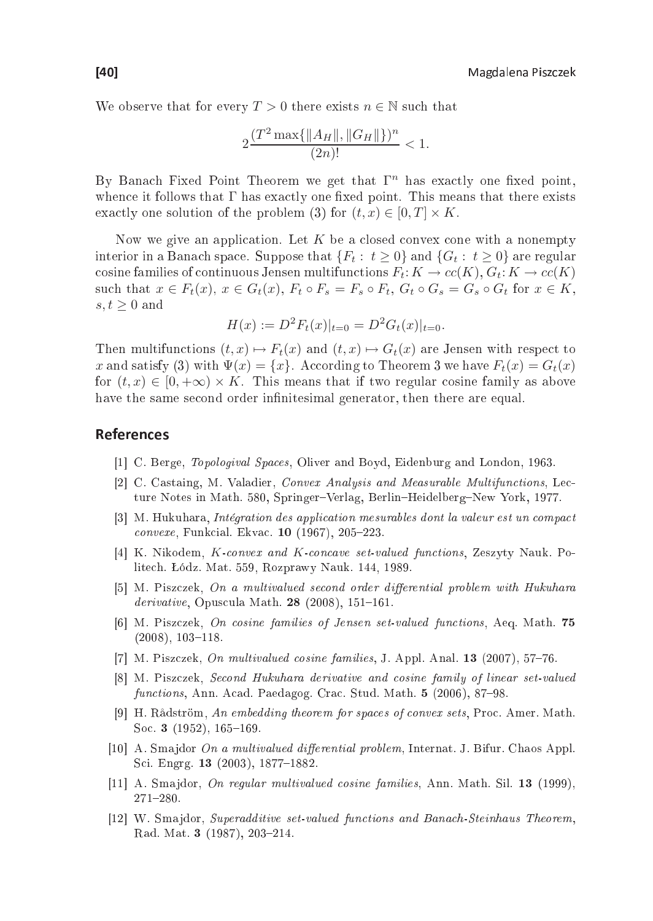We observe that for every $T > 0$ there exists $n \in \mathbb{N}$ such that

$$2\frac{(T^2 \max\{\|A_H\|, \|G_H\|\})^n}{(2n)!} < 1.$$

By Banach Fixed Point Theorem we get that $\Gamma^n$ has exactly one fixed point, whence it follows that $\Gamma$ has exactly one fixed point. This means that there exists exactly one solution of the problem (3) for $(t,x) \in [0,T] \times K$.

Now we give an application. Let $K$ be a closed convex cone with a nonempty interior in a Banach space. Suppose that $\{F_t : t \geq 0\}$ and $\{G_t : t \geq 0\}$ are regular cosine families of continuous Jensen multifunctions $F_t: K \to cc(K)$, $G_t: K \to cc(K)$ such that $x \in F_t(x)$, $x \in G_t(x)$, $F_t \circ F_s = F_s \circ F_t$, $G_t \circ G_s = G_s \circ G_t$ for $x \in K$, $s, t \geq 0$ and

$$H(x) := D^2 F_t(x)|_{t=0} = D^2 G_t(x)|_{t=0}.$$

Then multifunctions $(t,x) \mapsto F_t(x)$ and $(t,x) \mapsto G_t(x)$ are Jensen with respect to $x$ and satisfy (3) with $\Psi(x) = \{x\}$. According to Theorem 3 we have $F_t(x) = G_t(x)$ for $(t,x) \in [0,+\infty) \times K$. This means that if two regular cosine family as above have the same second order infinitesimal generator, then there are equal.

## References

[1] C. Berge, *Topologival Spaces*, Oliver and Boyd, Eidenburg and London, 1963.

[2] C. Castaing, M. Valadier, *Convex Analysis and Measurable Multifunctions*, Lecture Notes in Math. 580, Springer–Verlag, Berlin–Heidelberg–New York, 1977.

[3] M. Hukuhara, *Intégration des application mesurables dont la valeur est un compact convexe*, Funkcial. Ekvac. **10** (1967), 205–223.

[4] K. Nikodem, *K-convex and K-concave set-valued functions*, Zeszyty Nauk. Politech. Łódz. Mat. 559, Rozprawy Nauk. 144, 1989.

[5] M. Piszczek, *On a multivalued second order differential problem with Hukuhara derivative*, Opuscula Math. **28** (2008), 151–161.

[6] M. Piszczek, *On cosine families of Jensen set-valued functions*, Aeq. Math. **75** (2008), 103–118.

[7] M. Piszczek, *On multivalued cosine families*, J. Appl. Anal. **13** (2007), 57–76.

[8] M. Piszczek, *Second Hukuhara derivative and cosine family of linear set-valued functions*, Ann. Acad. Paedagog. Crac. Stud. Math. **5** (2006), 87–98.

[9] H. Rådström, *An embedding theorem for spaces of convex sets*, Proc. Amer. Math. Soc. **3** (1952), 165–169.

[10] A. Smajdor *On a multivalued differential problem*, Internat. J. Bifur. Chaos Appl. Sci. Engrg. **13** (2003), 1877–1882.

[11] A. Smajdor, *On regular multivalued cosine families*, Ann. Math. Sil. **13** (1999), 271–280.

[12] W. Smajdor, *Superadditive set-valued functions and Banach-Steinhaus Theorem*, Rad. Mat. **3** (1987), 203–214.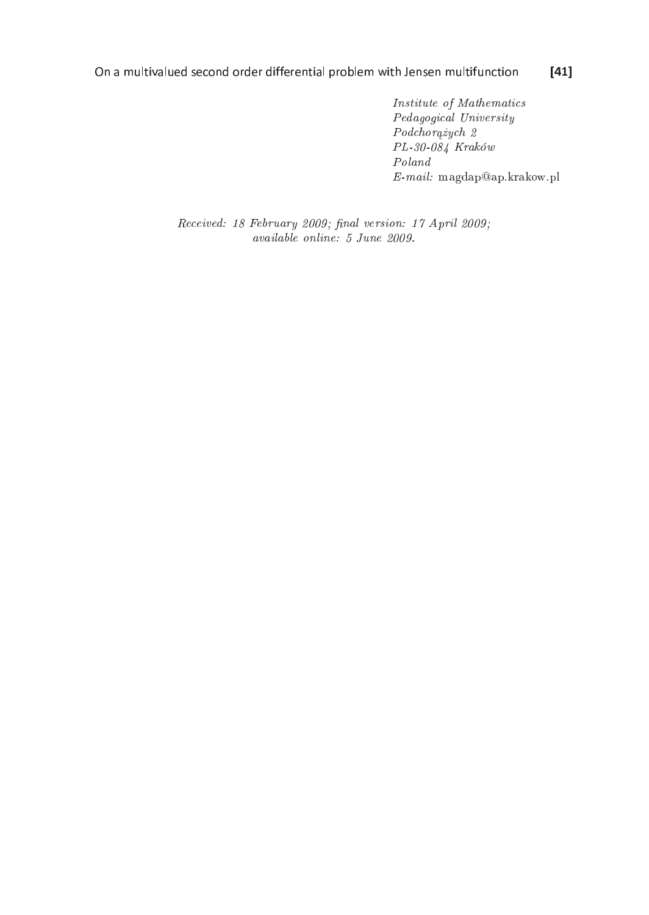*Institute of Mathematics*
*Pedagogical University*
*Podchorążych 2*
*PL-30-084 Kraków*
*Poland*
*E-mail:* magdap@ap.krakow.pl

*Received: 18 February 2009; final version: 17 April 2009;*
*available online: 5 June 2009.*